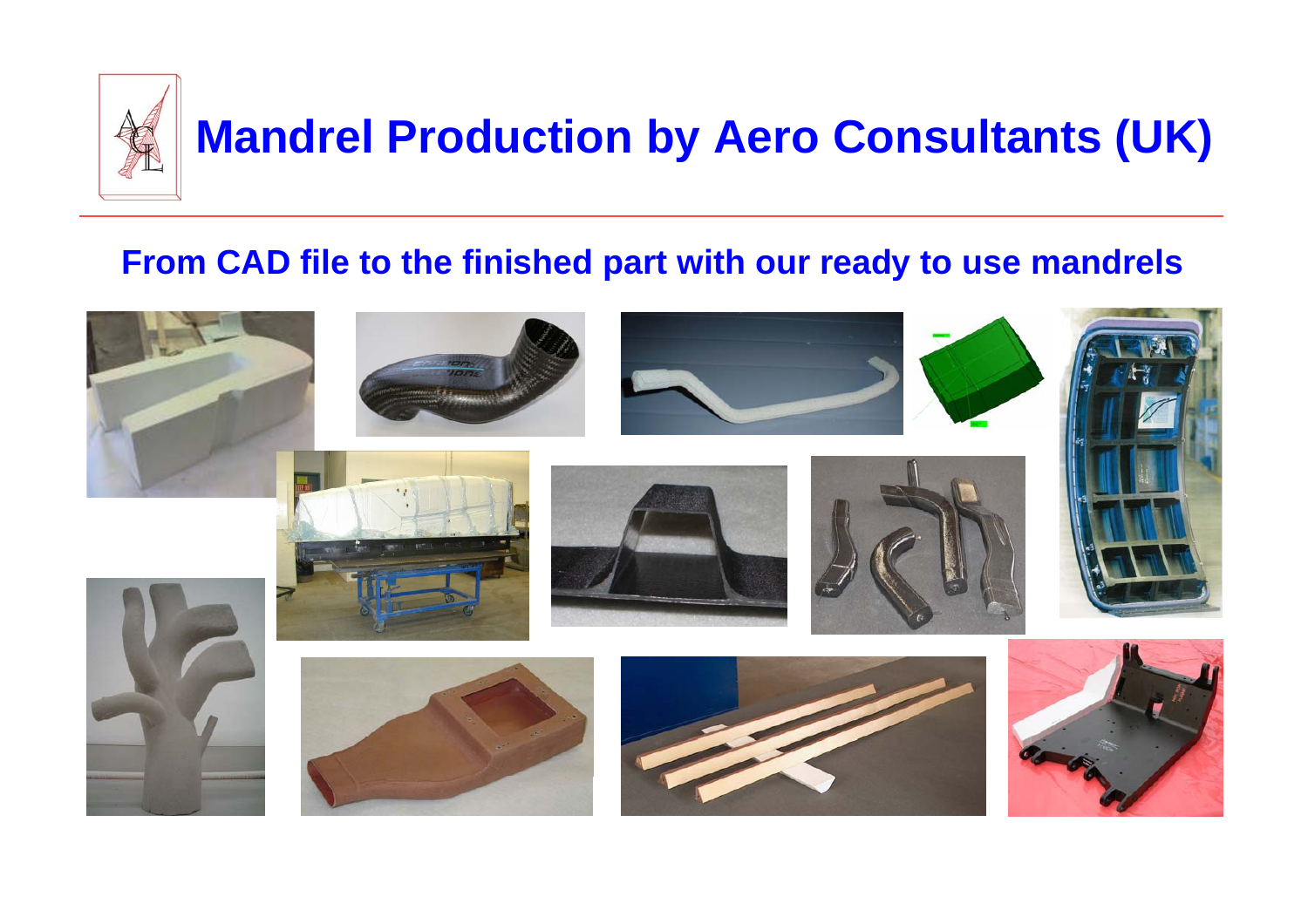# Mandrel Production by Aero Consultants (UK)

## From CAD file to the finished part with our ready to use mandrels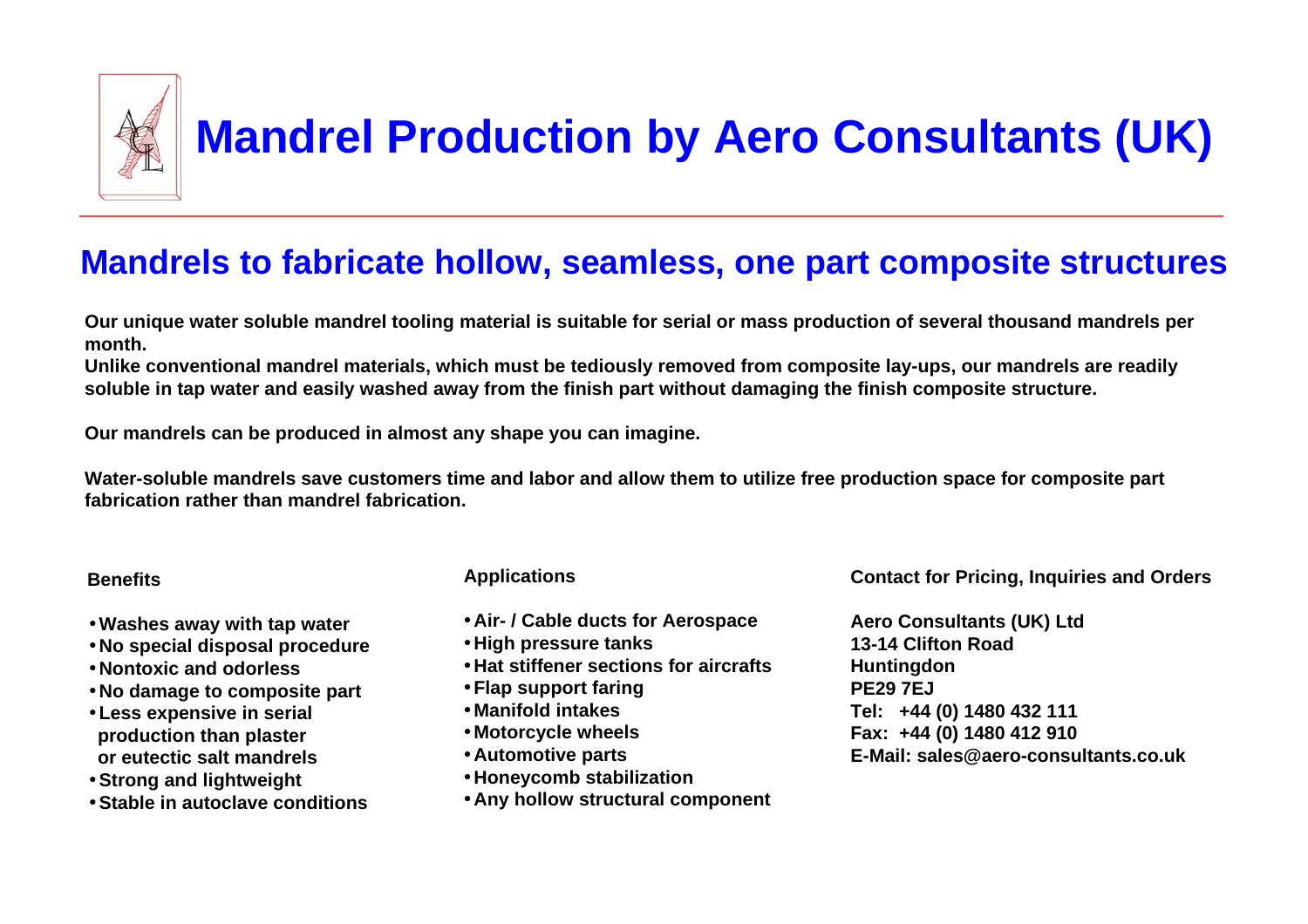# Mandrel Production by Aero Consultants (UK)

## Mandrels to fabricate hollow, seamless, one part composite structures

**Our unique water soluble mandrel tooling material is suitable for serial or mass production of several thousand mandrels per month.**
**Unlike conventional mandrel materials, which must be tediously removed from composite lay-ups, our mandrels are readily soluble in tap water and easily washed away from the finish part without damaging the finish composite structure.**

**Our mandrels can be produced in almost any shape you can imagine.**

**Water-soluble mandrels save customers time and labor and allow them to utilize free production space for composite part fabrication rather than mandrel fabrication.**

### Benefits

- **Washes away with tap water**
- **No special disposal procedure**
- **Nontoxic and odorless**
- **No damage to composite part**
- **Less expensive in serial production than plaster or eutectic salt mandrels**
- **Strong and lightweight**
- **Stable in autoclave conditions**

### Applications

- **Air- / Cable ducts for Aerospace**
- **High pressure tanks**
- **Hat stiffener sections for aircrafts**
- **Flap support faring**
- **Manifold intakes**
- **Motorcycle wheels**
- **Automotive parts**
- **Honeycomb stabilization**
- **Any hollow structural component**

### Contact for Pricing, Inquiries and Orders

**Aero Consultants (UK) Ltd**
**13-14 Clifton Road**
**Huntingdon**
**PE29 7EJ**
**Tel: +44 (0) 1480 432 111**
**Fax: +44 (0) 1480 412 910**
**E-Mail: sales@aero-consultants.co.uk**